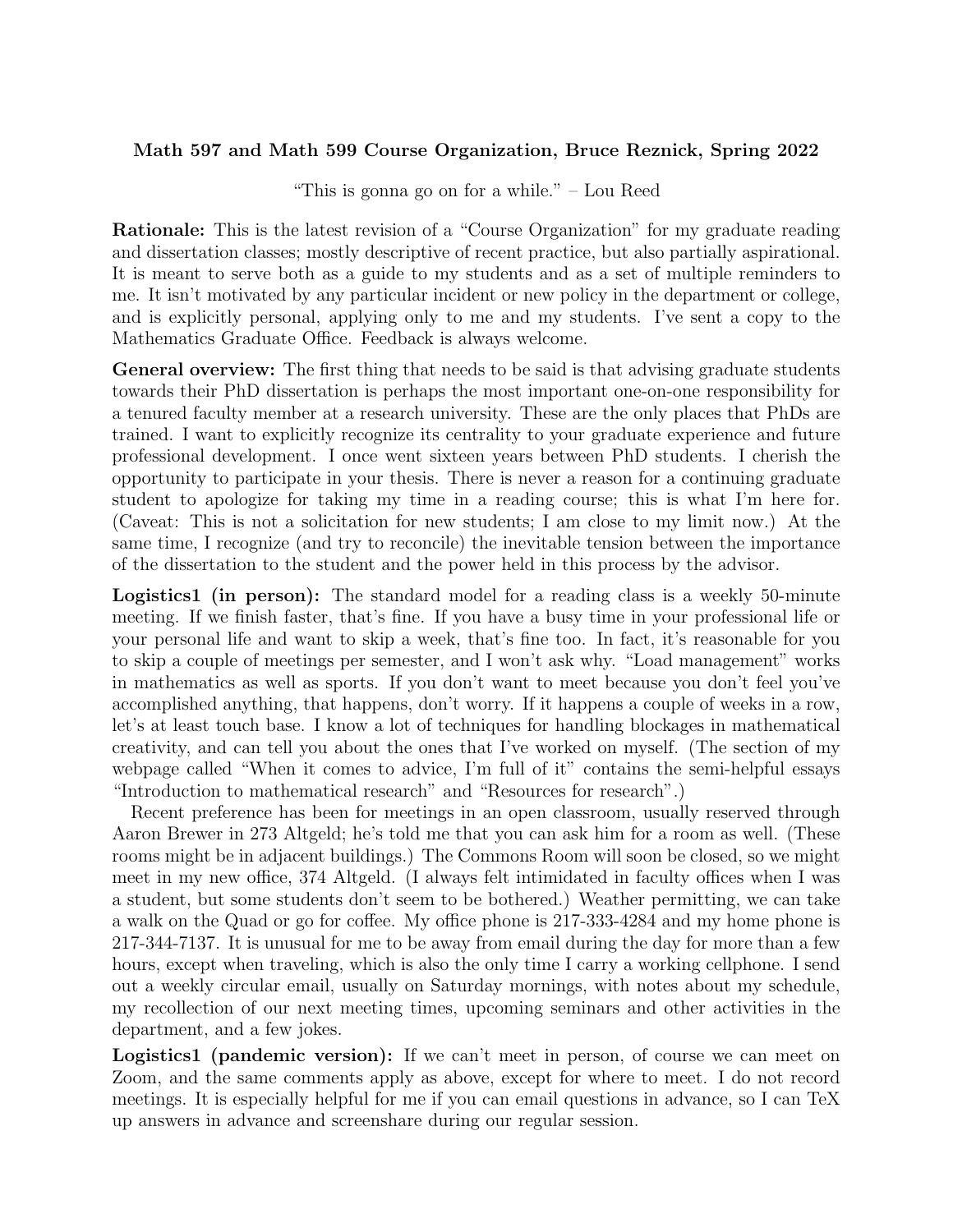**Math 597 and Math 599 Course Organization, Bruce Reznick, Spring 2022**

"This is gonna go on for a while." – Lou Reed

**Rationale:** This is the latest revision of a "Course Organization" for my graduate reading and dissertation classes; mostly descriptive of recent practice, but also partially aspirational. It is meant to serve both as a guide to my students and as a set of multiple reminders to me. It isn't motivated by any particular incident or new policy in the department or college, and is explicitly personal, applying only to me and my students. I've sent a copy to the Mathematics Graduate Office. Feedback is always welcome.

**General overview:** The first thing that needs to be said is that advising graduate students towards their PhD dissertation is perhaps the most important one-on-one responsibility for a tenured faculty member at a research university. These are the only places that PhDs are trained. I want to explicitly recognize its centrality to your graduate experience and future professional development. I once went sixteen years between PhD students. I cherish the opportunity to participate in your thesis. There is never a reason for a continuing graduate student to apologize for taking my time in a reading course; this is what I'm here for. (Caveat: This is not a solicitation for new students; I am close to my limit now.) At the same time, I recognize (and try to reconcile) the inevitable tension between the importance of the dissertation to the student and the power held in this process by the advisor.

**Logistics1 (in person):** The standard model for a reading class is a weekly 50-minute meeting. If we finish faster, that's fine. If you have a busy time in your professional life or your personal life and want to skip a week, that's fine too. In fact, it's reasonable for you to skip a couple of meetings per semester, and I won't ask why. "Load management" works in mathematics as well as sports. If you don't want to meet because you don't feel you've accomplished anything, that happens, don't worry. If it happens a couple of weeks in a row, let's at least touch base. I know a lot of techniques for handling blockages in mathematical creativity, and can tell you about the ones that I've worked on myself. (The section of my webpage called "When it comes to advice, I'm full of it" contains the semi-helpful essays "Introduction to mathematical research" and "Resources for research".)

Recent preference has been for meetings in an open classroom, usually reserved through Aaron Brewer in 273 Altgeld; he's told me that you can ask him for a room as well. (These rooms might be in adjacent buildings.) The Commons Room will soon be closed, so we might meet in my new office, 374 Altgeld. (I always felt intimidated in faculty offices when I was a student, but some students don't seem to be bothered.) Weather permitting, we can take a walk on the Quad or go for coffee. My office phone is 217-333-4284 and my home phone is 217-344-7137. It is unusual for me to be away from email during the day for more than a few hours, except when traveling, which is also the only time I carry a working cellphone. I send out a weekly circular email, usually on Saturday mornings, with notes about my schedule, my recollection of our next meeting times, upcoming seminars and other activities in the department, and a few jokes.

**Logistics1 (pandemic version):** If we can't meet in person, of course we can meet on Zoom, and the same comments apply as above, except for where to meet. I do not record meetings. It is especially helpful for me if you can email questions in advance, so I can TeX up answers in advance and screenshare during our regular session.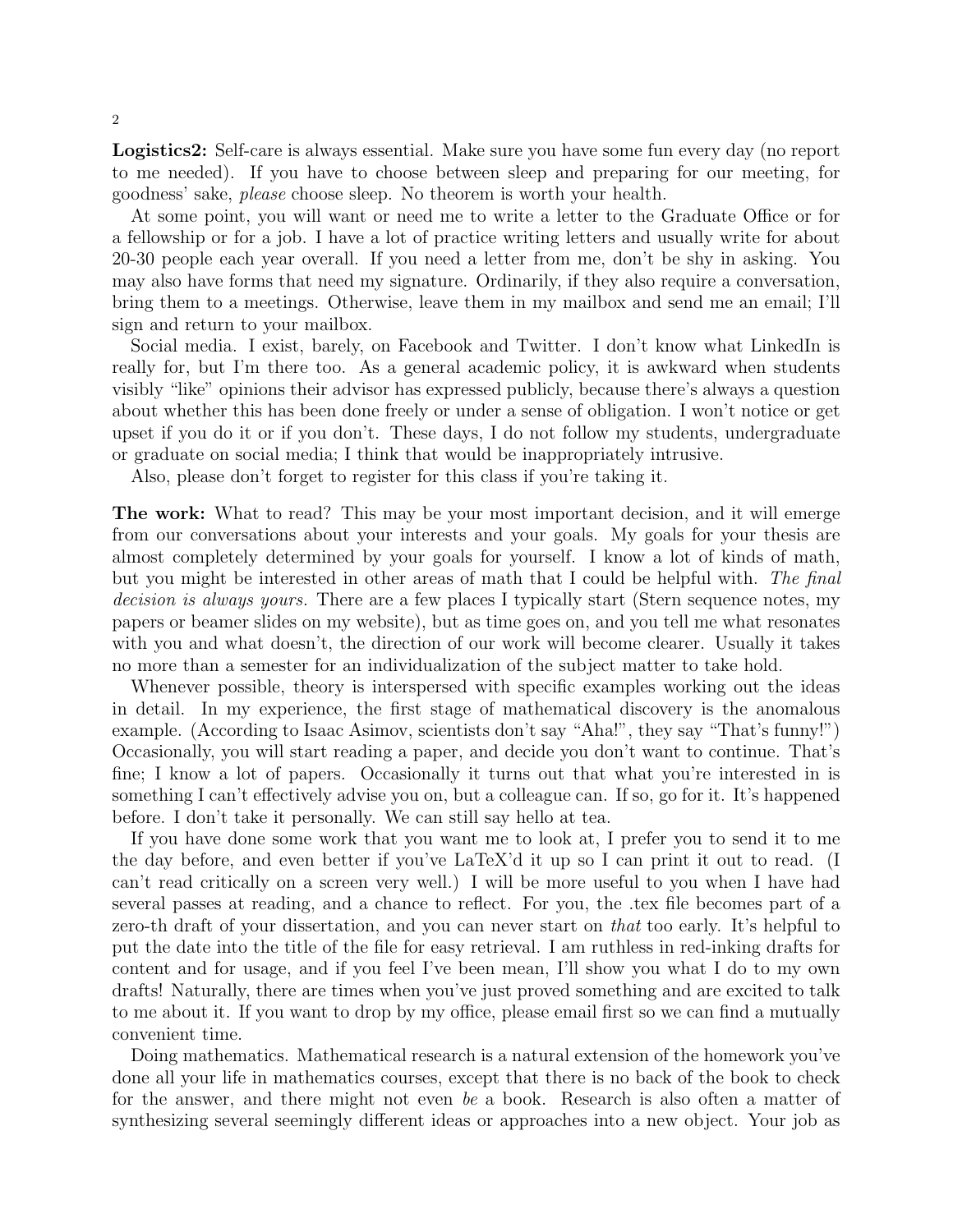**Logistics2:** Self-care is always essential. Make sure you have some fun every day (no report to me needed). If you have to choose between sleep and preparing for our meeting, for goodness' sake, *please* choose sleep. No theorem is worth your health.

At some point, you will want or need me to write a letter to the Graduate Office or for a fellowship or for a job. I have a lot of practice writing letters and usually write for about 20-30 people each year overall. If you need a letter from me, don't be shy in asking. You may also have forms that need my signature. Ordinarily, if they also require a conversation, bring them to a meetings. Otherwise, leave them in my mailbox and send me an email; I'll sign and return to your mailbox.

Social media. I exist, barely, on Facebook and Twitter. I don't know what LinkedIn is really for, but I'm there too. As a general academic policy, it is awkward when students visibly "like" opinions their advisor has expressed publicly, because there's always a question about whether this has been done freely or under a sense of obligation. I won't notice or get upset if you do it or if you don't. These days, I do not follow my students, undergraduate or graduate on social media; I think that would be inappropriately intrusive.

Also, please don't forget to register for this class if you're taking it.

**The work:** What to read? This may be your most important decision, and it will emerge from our conversations about your interests and your goals. My goals for your thesis are almost completely determined by your goals for yourself. I know a lot of kinds of math, but you might be interested in other areas of math that I could be helpful with. *The final decision is always yours.* There are a few places I typically start (Stern sequence notes, my papers or beamer slides on my website), but as time goes on, and you tell me what resonates with you and what doesn't, the direction of our work will become clearer. Usually it takes no more than a semester for an individualization of the subject matter to take hold.

Whenever possible, theory is interspersed with specific examples working out the ideas in detail. In my experience, the first stage of mathematical discovery is the anomalous example. (According to Isaac Asimov, scientists don't say "Aha!", they say "That's funny!") Occasionally, you will start reading a paper, and decide you don't want to continue. That's fine; I know a lot of papers. Occasionally it turns out that what you're interested in is something I can't effectively advise you on, but a colleague can. If so, go for it. It's happened before. I don't take it personally. We can still say hello at tea.

If you have done some work that you want me to look at, I prefer you to send it to me the day before, and even better if you've LaTeX'd it up so I can print it out to read. (I can't read critically on a screen very well.) I will be more useful to you when I have had several passes at reading, and a chance to reflect. For you, the .tex file becomes part of a zero-th draft of your dissertation, and you can never start on *that* too early. It's helpful to put the date into the title of the file for easy retrieval. I am ruthless in red-inking drafts for content and for usage, and if you feel I've been mean, I'll show you what I do to my own drafts! Naturally, there are times when you've just proved something and are excited to talk to me about it. If you want to drop by my office, please email first so we can find a mutually convenient time.

Doing mathematics. Mathematical research is a natural extension of the homework you've done all your life in mathematics courses, except that there is no back of the book to check for the answer, and there might not even *be* a book. Research is also often a matter of synthesizing several seemingly different ideas or approaches into a new object. Your job as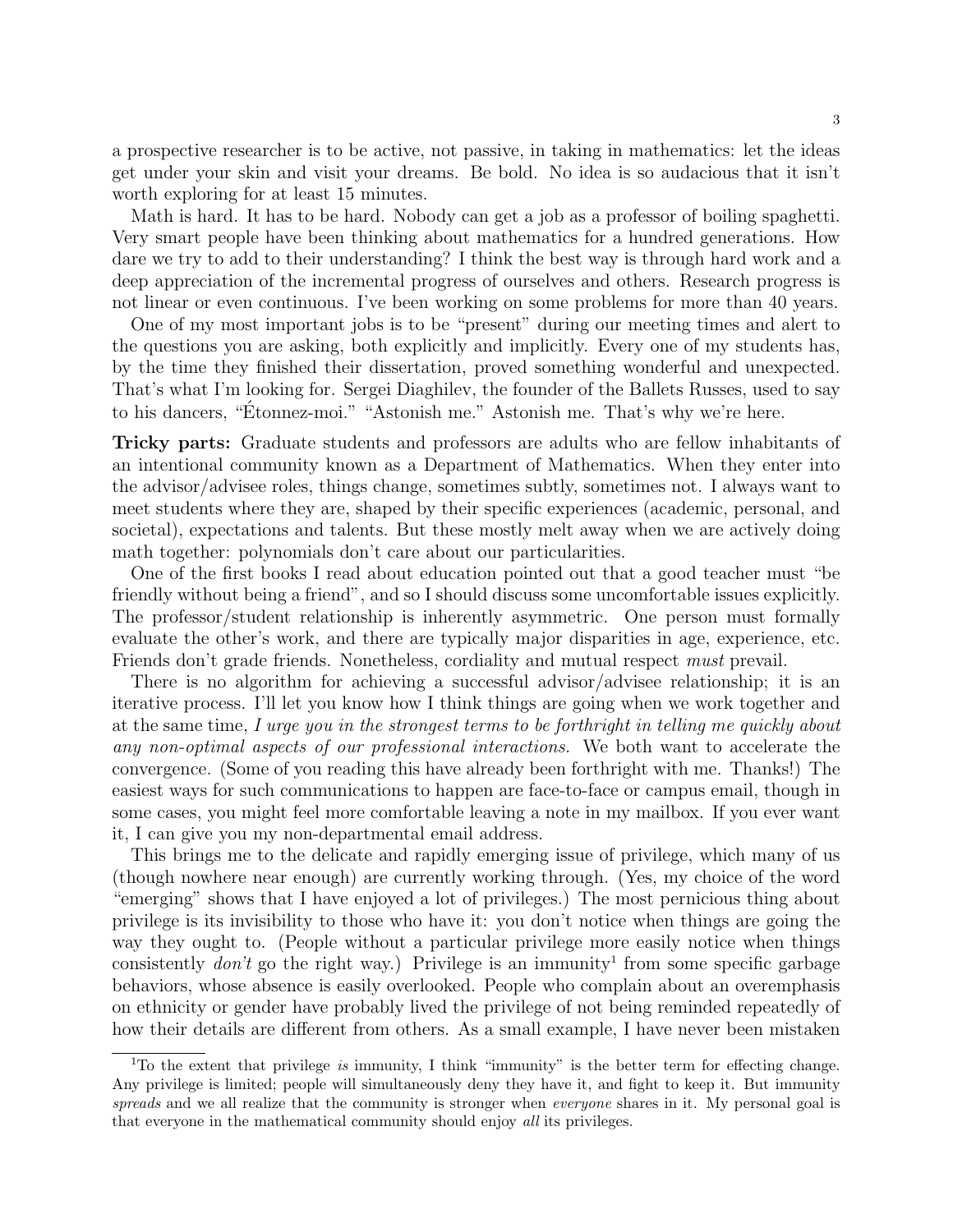a prospective researcher is to be active, not passive, in taking in mathematics: let the ideas get under your skin and visit your dreams. Be bold. No idea is so audacious that it isn't worth exploring for at least 15 minutes.

Math is hard. It has to be hard. Nobody can get a job as a professor of boiling spaghetti. Very smart people have been thinking about mathematics for a hundred generations. How dare we try to add to their understanding? I think the best way is through hard work and a deep appreciation of the incremental progress of ourselves and others. Research progress is not linear or even continuous. I've been working on some problems for more than 40 years.

One of my most important jobs is to be "present" during our meeting times and alert to the questions you are asking, both explicitly and implicitly. Every one of my students has, by the time they finished their dissertation, proved something wonderful and unexpected. That's what I'm looking for. Sergei Diaghilev, the founder of the Ballets Russes, used to say to his dancers, "Étonnez-moi." "Astonish me." Astonish me. That's why we're here.

**Tricky parts:** Graduate students and professors are adults who are fellow inhabitants of an intentional community known as a Department of Mathematics. When they enter into the advisor/advisee roles, things change, sometimes subtly, sometimes not. I always want to meet students where they are, shaped by their specific experiences (academic, personal, and societal), expectations and talents. But these mostly melt away when we are actively doing math together: polynomials don't care about our particularities.

One of the first books I read about education pointed out that a good teacher must "be friendly without being a friend", and so I should discuss some uncomfortable issues explicitly. The professor/student relationship is inherently asymmetric. One person must formally evaluate the other's work, and there are typically major disparities in age, experience, etc. Friends don't grade friends. Nonetheless, cordiality and mutual respect *must* prevail.

There is no algorithm for achieving a successful advisor/advisee relationship; it is an iterative process. I'll let you know how I think things are going when we work together and at the same time, *I urge you in the strongest terms to be forthright in telling me quickly about any non-optimal aspects of our professional interactions.* We both want to accelerate the convergence. (Some of you reading this have already been forthright with me. Thanks!) The easiest ways for such communications to happen are face-to-face or campus email, though in some cases, you might feel more comfortable leaving a note in my mailbox. If you ever want it, I can give you my non-departmental email address.

This brings me to the delicate and rapidly emerging issue of privilege, which many of us (though nowhere near enough) are currently working through. (Yes, my choice of the word "emerging" shows that I have enjoyed a lot of privileges.) The most pernicious thing about privilege is its invisibility to those who have it: you don't notice when things are going the way they ought to. (People without a particular privilege more easily notice when things consistently *don't* go the right way.) Privilege is an immunity[1] from some specific garbage behaviors, whose absence is easily overlooked. People who complain about an overemphasis on ethnicity or gender have probably lived the privilege of not being reminded repeatedly of how their details are different from others. As a small example, I have never been mistaken

[1]To the extent that privilege *is* immunity, I think "immunity" is the better term for effecting change. Any privilege is limited; people will simultaneously deny they have it, and fight to keep it. But immunity *spreads* and we all realize that the community is stronger when *everyone* shares in it. My personal goal is that everyone in the mathematical community should enjoy *all* its privileges.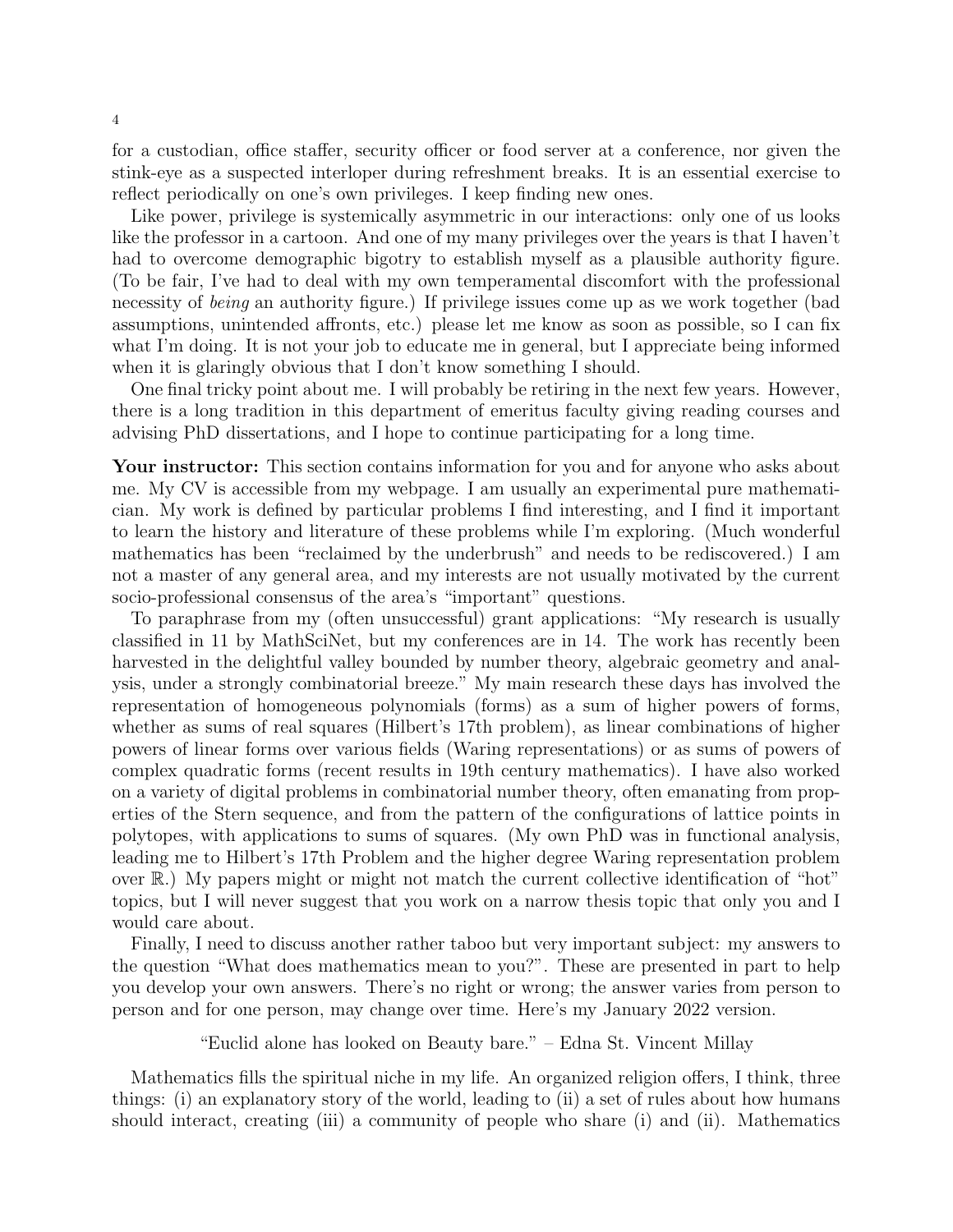for a custodian, office staffer, security officer or food server at a conference, nor given the stink-eye as a suspected interloper during refreshment breaks. It is an essential exercise to reflect periodically on one's own privileges. I keep finding new ones.

Like power, privilege is systemically asymmetric in our interactions: only one of us looks like the professor in a cartoon. And one of my many privileges over the years is that I haven't had to overcome demographic bigotry to establish myself as a plausible authority figure. (To be fair, I've had to deal with my own temperamental discomfort with the professional necessity of *being* an authority figure.) If privilege issues come up as we work together (bad assumptions, unintended affronts, etc.) please let me know as soon as possible, so I can fix what I'm doing. It is not your job to educate me in general, but I appreciate being informed when it is glaringly obvious that I don't know something I should.

One final tricky point about me. I will probably be retiring in the next few years. However, there is a long tradition in this department of emeritus faculty giving reading courses and advising PhD dissertations, and I hope to continue participating for a long time.

**Your instructor:** This section contains information for you and for anyone who asks about me. My CV is accessible from my webpage. I am usually an experimental pure mathematician. My work is defined by particular problems I find interesting, and I find it important to learn the history and literature of these problems while I'm exploring. (Much wonderful mathematics has been "reclaimed by the underbrush" and needs to be rediscovered.) I am not a master of any general area, and my interests are not usually motivated by the current socio-professional consensus of the area's "important" questions.

To paraphrase from my (often unsuccessful) grant applications: "My research is usually classified in 11 by MathSciNet, but my conferences are in 14. The work has recently been harvested in the delightful valley bounded by number theory, algebraic geometry and analysis, under a strongly combinatorial breeze." My main research these days has involved the representation of homogeneous polynomials (forms) as a sum of higher powers of forms, whether as sums of real squares (Hilbert's 17th problem), as linear combinations of higher powers of linear forms over various fields (Waring representations) or as sums of powers of complex quadratic forms (recent results in 19th century mathematics). I have also worked on a variety of digital problems in combinatorial number theory, often emanating from properties of the Stern sequence, and from the pattern of the configurations of lattice points in polytopes, with applications to sums of squares. (My own PhD was in functional analysis, leading me to Hilbert's 17th Problem and the higher degree Waring representation problem over $\mathbb{R}$.) My papers might or might not match the current collective identification of "hot" topics, but I will never suggest that you work on a narrow thesis topic that only you and I would care about.

Finally, I need to discuss another rather taboo but very important subject: my answers to the question "What does mathematics mean to you?". These are presented in part to help you develop your own answers. There's no right or wrong; the answer varies from person to person and for one person, may change over time. Here's my January 2022 version.

"Euclid alone has looked on Beauty bare." – Edna St. Vincent Millay

Mathematics fills the spiritual niche in my life. An organized religion offers, I think, three things: (i) an explanatory story of the world, leading to (ii) a set of rules about how humans should interact, creating (iii) a community of people who share (i) and (ii). Mathematics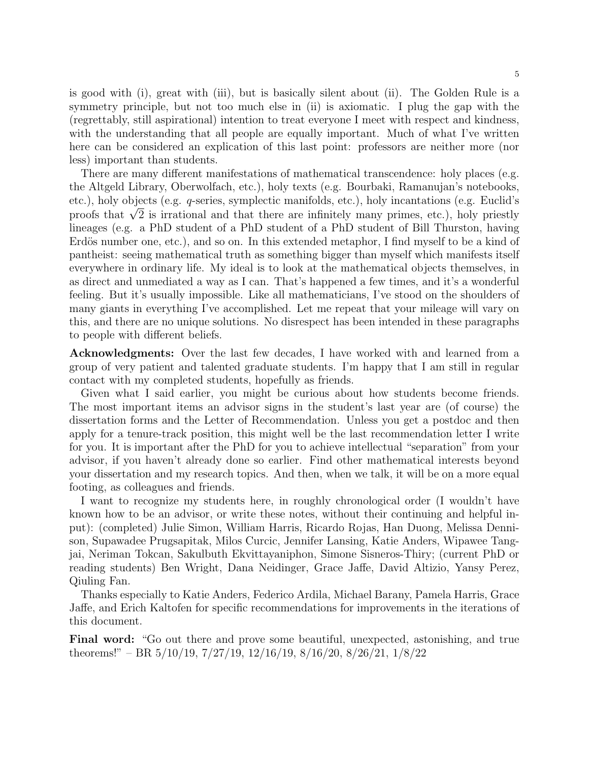is good with (i), great with (iii), but is basically silent about (ii). The Golden Rule is a symmetry principle, but not too much else in (ii) is axiomatic. I plug the gap with the (regrettably, still aspirational) intention to treat everyone I meet with respect and kindness, with the understanding that all people are equally important. Much of what I've written here can be considered an explication of this last point: professors are neither more (nor less) important than students.

There are many different manifestations of mathematical transcendence: holy places (e.g. the Altgeld Library, Oberwolfach, etc.), holy texts (e.g. Bourbaki, Ramanujan's notebooks, etc.), holy objects (e.g. $q$-series, symplectic manifolds, etc.), holy incantations (e.g. Euclid's proofs that $\sqrt{2}$ is irrational and that there are infinitely many primes, etc.), holy priestly lineages (e.g. a PhD student of a PhD student of a PhD student of Bill Thurston, having Erdös number one, etc.), and so on. In this extended metaphor, I find myself to be a kind of pantheist: seeing mathematical truth as something bigger than myself which manifests itself everywhere in ordinary life. My ideal is to look at the mathematical objects themselves, in as direct and unmediated a way as I can. That's happened a few times, and it's a wonderful feeling. But it's usually impossible. Like all mathematicians, I've stood on the shoulders of many giants in everything I've accomplished. Let me repeat that your mileage will vary on this, and there are no unique solutions. No disrespect has been intended in these paragraphs to people with different beliefs.

**Acknowledgments:** Over the last few decades, I have worked with and learned from a group of very patient and talented graduate students. I'm happy that I am still in regular contact with my completed students, hopefully as friends.

Given what I said earlier, you might be curious about how students become friends. The most important items an advisor signs in the student's last year are (of course) the dissertation forms and the Letter of Recommendation. Unless you get a postdoc and then apply for a tenure-track position, this might well be the last recommendation letter I write for you. It is important after the PhD for you to achieve intellectual "separation" from your advisor, if you haven't already done so earlier. Find other mathematical interests beyond your dissertation and my research topics. And then, when we talk, it will be on a more equal footing, as colleagues and friends.

I want to recognize my students here, in roughly chronological order (I wouldn't have known how to be an advisor, or write these notes, without their continuing and helpful input): (completed) Julie Simon, William Harris, Ricardo Rojas, Han Duong, Melissa Dennison, Supawadee Prugsapitak, Milos Curcic, Jennifer Lansing, Katie Anders, Wipawee Tangjai, Neriman Tokcan, Sakulbuth Ekvittayaniphon, Simone Sisneros-Thiry; (current PhD or reading students) Ben Wright, Dana Neidinger, Grace Jaffe, David Altizio, Yansy Perez, Qiuling Fan.

Thanks especially to Katie Anders, Federico Ardila, Michael Barany, Pamela Harris, Grace Jaffe, and Erich Kaltofen for specific recommendations for improvements in the iterations of this document.

**Final word:** "Go out there and prove some beautiful, unexpected, astonishing, and true theorems!" – BR 5/10/19, 7/27/19, 12/16/19, 8/16/20, 8/26/21, 1/8/22